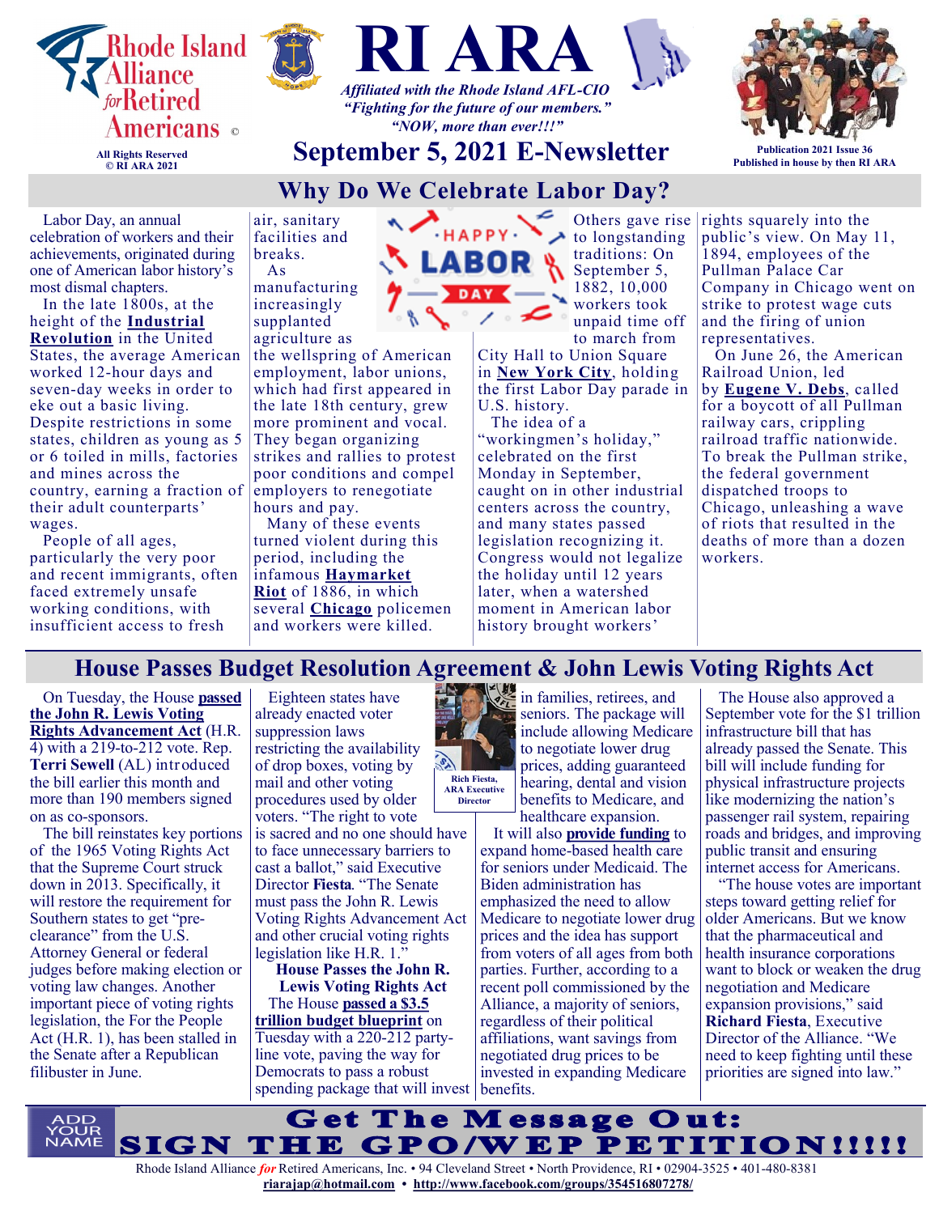# RI ARA

Rhode Island Alliance *for* Retired Americans ©

All Rights Reserved
© RI ARA 2021

*Affiliated with the Rhode Island AFL-CIO*
*"Fighting for the future of our members."*
*"NOW, more than ever!!!"*

## September 5, 2021 E-Newsletter

Publication 2021 Issue 36
Published in house by then RI ARA

## Why Do We Celebrate Labor Day?

Labor Day, an annual celebration of workers and their achievements, originated during one of American labor history's most dismal chapters.

In the late 1800s, at the height of the **Industrial Revolution** in the United States, the average American worked 12-hour days and seven-day weeks in order to eke out a basic living. Despite restrictions in some states, children as young as 5 or 6 toiled in mills, factories and mines across the country, earning a fraction of their adult counterparts' wages.

People of all ages, particularly the very poor and recent immigrants, often faced extremely unsafe working conditions, with insufficient access to fresh air, sanitary facilities and breaks.

As manufacturing increasingly supplanted agriculture as the wellspring of American employment, labor unions, which had first appeared in the late 18th century, grew more prominent and vocal. They began organizing strikes and rallies to protest poor conditions and compel employers to renegotiate hours and pay.

Many of these events turned violent during this period, including the infamous **Haymarket Riot** of 1886, in which several **Chicago** policemen and workers were killed. Others gave rise to longstanding traditions: On September 5, 1882, 10,000 workers took unpaid time off to march from City Hall to Union Square in **New York City**, holding the first Labor Day parade in U.S. history.

The idea of a "workingmen's holiday," celebrated on the first Monday in September, caught on in other industrial centers across the country, and many states passed legislation recognizing it. Congress would not legalize the holiday until 12 years later, when a watershed moment in American labor history brought workers' rights squarely into the public's view. On May 11, 1894, employees of the Pullman Palace Car Company in Chicago went on strike to protest wage cuts and the firing of union representatives.

On June 26, the American Railroad Union, led by **Eugene V. Debs**, called for a boycott of all Pullman railway cars, crippling railroad traffic nationwide. To break the Pullman strike, the federal government dispatched troops to Chicago, unleashing a wave of riots that resulted in the deaths of more than a dozen workers.

## House Passes Budget Resolution Agreement & John Lewis Voting Rights Act

On Tuesday, the House **passed the John R. Lewis Voting Rights Advancement Act** (H.R. 4) with a 219-to-212 vote. Rep. **Terri Sewell** (AL) introduced the bill earlier this month and more than 190 members signed on as co-sponsors.

The bill reinstates key portions of the 1965 Voting Rights Act that the Supreme Court struck down in 2013. Specifically, it will restore the requirement for Southern states to get "pre-clearance" from the U.S. Attorney General or federal judges before making election or voting law changes. Another important piece of voting rights legislation, the For the People Act (H.R. 1), has been stalled in the Senate after a Republican filibuster in June.

Eighteen states have already enacted voter suppression laws restricting the availability of drop boxes, voting by mail and other voting procedures used by older voters. "The right to vote is sacred and no one should have to face unnecessary barriers to cast a ballot," said Executive Director **Fiesta**. "The Senate must pass the John R. Lewis Voting Rights Advancement Act and other crucial voting rights legislation like H.R. 1."

Rich Fiesta, ARA Executive Director

**House Passes the John R. Lewis Voting Rights Act**

The House **passed a $3.5 trillion budget blueprint** on Tuesday with a 220-212 party-line vote, paving the way for Democrats to pass a robust spending package that will invest in families, retirees, and seniors. The package will include allowing Medicare to negotiate lower drug prices, adding guaranteed hearing, dental and vision benefits to Medicare, and healthcare expansion.

It will also **provide funding** to expand home-based health care for seniors under Medicaid. The Biden administration has emphasized the need to allow Medicare to negotiate lower drug prices and the idea has support from voters of all ages from both parties. Further, according to a recent poll commissioned by the Alliance, a majority of seniors, regardless of their political affiliations, want savings from negotiated drug prices to be invested in expanding Medicare benefits.

The House also approved a September vote for the $1 trillion infrastructure bill that has already passed the Senate. This bill will include funding for physical infrastructure projects like modernizing the nation's passenger rail system, repairing roads and bridges, and improving public transit and ensuring internet access for Americans.

"The house votes are important steps toward getting relief for older Americans. But we know that the pharmaceutical and health insurance corporations want to block or weaken the drug negotiation and Medicare expansion provisions," said **Richard Fiesta**, Executive Director of the Alliance. "We need to keep fighting until these priorities are signed into law."

ADD YOUR NAME

**Get The Message Out: SIGN THE GPO/WEP PETITION!!!!!**

Rhode Island Alliance *for* Retired Americans, Inc. • 94 Cleveland Street • North Providence, RI • 02904-3525 • 401-480-8381
**riarajap@hotmail.com** • **http://www.facebook.com/groups/354516807278/**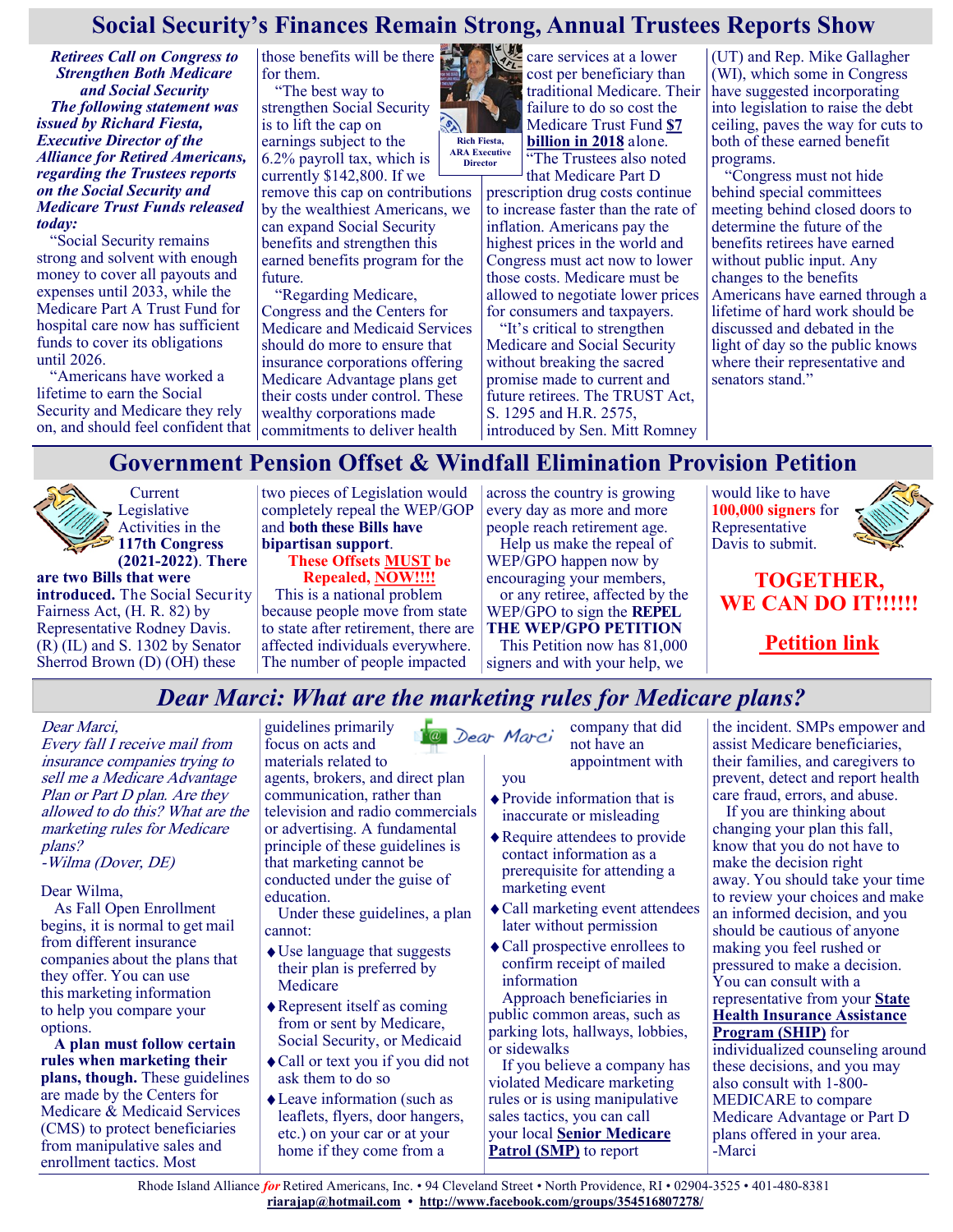# Social Security's Finances Remain Strong, Annual Trustees Reports Show

***Retirees Call on Congress to Strengthen Both Medicare and Social Security***

***The following statement was issued by Richard Fiesta, Executive Director of the Alliance for Retired Americans, regarding the Trustees reports on the Social Security and Medicare Trust Funds released today:***

"Social Security remains strong and solvent with enough money to cover all payouts and expenses until 2033, while the Medicare Part A Trust Fund for hospital care now has sufficient funds to cover its obligations until 2026.

"Americans have worked a lifetime to earn the Social Security and Medicare they rely on, and should feel confident that those benefits will be there for them.

"The best way to strengthen Social Security is to lift the cap on earnings subject to the 6.2% payroll tax, which is currently $142,800. If we remove this cap on contributions by the wealthiest Americans, we can expand Social Security benefits and strengthen this earned benefits program for the future.

"Regarding Medicare, Congress and the Centers for Medicare and Medicaid Services should do more to ensure that insurance corporations offering Medicare Advantage plans get their costs under control. These wealthy corporations made commitments to deliver health care services at a lower cost per beneficiary than traditional Medicare. Their failure to do so cost the Medicare Trust Fund **$7 billion in 2018** alone.

Rich Fiesta, ARA Executive Director

"The Trustees also noted that Medicare Part D prescription drug costs continue to increase faster than the rate of inflation. Americans pay the highest prices in the world and Congress must act now to lower those costs. Medicare must be allowed to negotiate lower prices for consumers and taxpayers.

"It's critical to strengthen Medicare and Social Security without breaking the sacred promise made to current and future retirees. The TRUST Act, S. 1295 and H.R. 2575, introduced by Sen. Mitt Romney (UT) and Rep. Mike Gallagher (WI), which some in Congress have suggested incorporating into legislation to raise the debt ceiling, paves the way for cuts to both of these earned benefit programs.

"Congress must not hide behind special committees meeting behind closed doors to determine the future of the benefits retirees have earned without public input. Any changes to the benefits Americans have earned through a lifetime of hard work should be discussed and debated in the light of day so the public knows where their representative and senators stand."

# Government Pension Offset & Windfall Elimination Provision Petition

Current Legislative Activities in the **117th Congress (2021-2022)**. **There are two Bills that were introduced.** The Social Security Fairness Act, (H. R. 82) by Representative Rodney Davis. (R) (IL) and S. 1302 by Senator Sherrod Brown (D) (OH) these two pieces of Legislation would completely repeal the WEP/GOP and **both these Bills have bipartisan support**.

**These Offsets MUST be Repealed, NOW!!!!**

This is a national problem because people move from state to state after retirement, there are affected individuals everywhere. The number of people impacted across the country is growing every day as more and more people reach retirement age.

Help us make the repeal of WEP/GPO happen now by encouraging your members, or any retiree, affected by the WEP/GPO to sign the **REPEL THE WEP/GPO PETITION**

This Petition now has 81,000 signers and with your help, we would like to have **100,000 signers** for Representative Davis to submit.

**TOGETHER, WE CAN DO IT!!!!!!**

**Petition link**

# *Dear Marci: What are the marketing rules for Medicare plans?*

*Dear Marci,*
*Every fall I receive mail from insurance companies trying to sell me a Medicare Advantage Plan or Part D plan. Are they allowed to do this? What are the marketing rules for Medicare plans?*
*-Wilma (Dover, DE)*

Dear Wilma,

As Fall Open Enrollment begins, it is normal to get mail from different insurance companies about the plans that they offer. You can use this marketing information to help you compare your options.

**A plan must follow certain rules when marketing their plans, though.** These guidelines are made by the Centers for Medicare & Medicaid Services (CMS) to protect beneficiaries from manipulative sales and enrollment tactics. Most guidelines primarily focus on acts and materials related to agents, brokers, and direct plan communication, rather than television and radio commercials or advertising. A fundamental principle of these guidelines is that marketing cannot be conducted under the guise of education.

Under these guidelines, a plan cannot:

- Use language that suggests their plan is preferred by Medicare
- Represent itself as coming from or sent by Medicare, Social Security, or Medicaid
- Call or text you if you did not ask them to do so
- Leave information (such as leaflets, flyers, door hangers, etc.) on your car or at your home if they come from a company that did not have an appointment with you
- Provide information that is inaccurate or misleading
- Require attendees to provide contact information as a prerequisite for attending a marketing event
- Call marketing event attendees later without permission
- Call prospective enrollees to confirm receipt of mailed information

Approach beneficiaries in public common areas, such as parking lots, hallways, lobbies, or sidewalks

If you believe a company has violated Medicare marketing rules or is using manipulative sales tactics, you can call your local **Senior Medicare Patrol (SMP)** to report the incident. SMPs empower and assist Medicare beneficiaries, their families, and caregivers to prevent, detect and report health care fraud, errors, and abuse.

If you are thinking about changing your plan this fall, know that you do not have to make the decision right away. You should take your time to review your choices and make an informed decision, and you should be cautious of anyone making you feel rushed or pressured to make a decision. You can consult with a representative from your **State Health Insurance Assistance Program (SHIP)** for individualized counseling around these decisions, and you may also consult with 1-800-MEDICARE to compare Medicare Advantage or Part D plans offered in your area.

-Marci

Rhode Island Alliance *for* Retired Americans, Inc. • 94 Cleveland Street • North Providence, RI • 02904-3525 • 401-480-8381
riarajap@hotmail.com • http://www.facebook.com/groups/354516807278/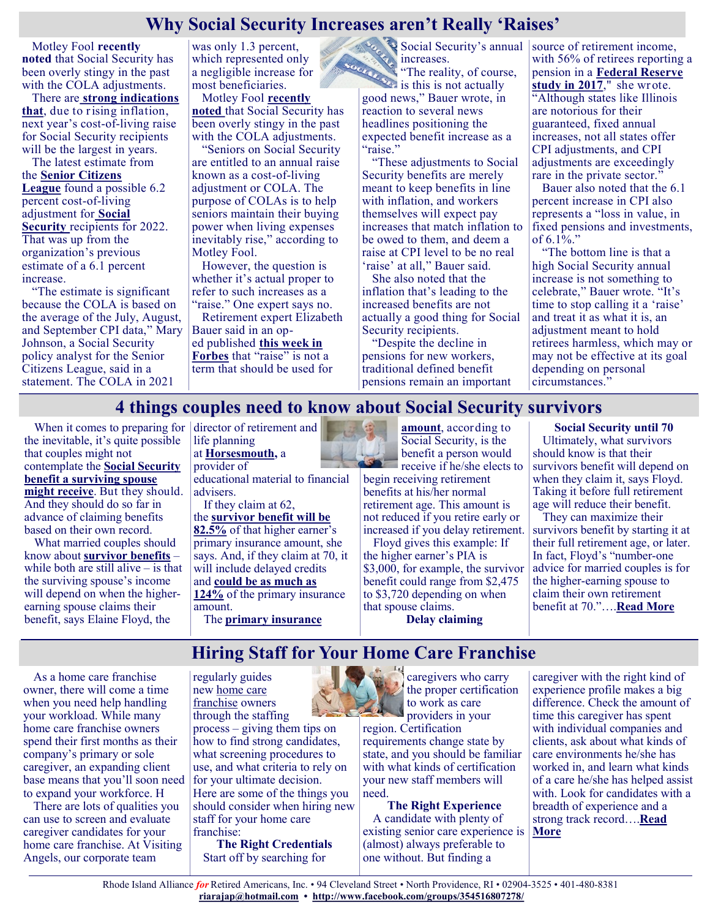## Why Social Security Increases aren't Really 'Raises'

Motley Fool **recently noted** that Social Security has been overly stingy in the past with the COLA adjustments.

There are **strong indications that**, due to rising inflation, next year's cost-of-living raise for Social Security recipients will be the largest in years.

The latest estimate from the **Senior Citizens League** found a possible 6.2 percent cost-of-living adjustment for **Social Security** recipients for 2022. That was up from the organization's previous estimate of a 6.1 percent increase.

"The estimate is significant because the COLA is based on the average of the July, August, and September CPI data," Mary Johnson, a Social Security policy analyst for the Senior Citizens League, said in a statement. The COLA in 2021 was only 1.3 percent, which represented only a negligible increase for most beneficiaries.

Motley Fool **recently noted** that Social Security has been overly stingy in the past with the COLA adjustments.

"Seniors on Social Security are entitled to an annual raise known as a cost-of-living adjustment or COLA. The purpose of COLAs is to help seniors maintain their buying power when living expenses inevitably rise," according to Motley Fool.

However, the question is whether it's actual proper to refer to such increases as a "raise." One expert says no.

Retirement expert Elizabeth Bauer said in an op-ed published **this week in Forbes** that "raise" is not a term that should be used for Social Security's annual increases.

"The reality, of course, is this is not actually good news," Bauer wrote, in reaction to several news headlines positioning the expected benefit increase as a "raise."

"These adjustments to Social Security benefits are merely meant to keep benefits in line with inflation, and workers themselves will expect pay increases that match inflation to be owed to them, and deem a raise at CPI level to be no real 'raise' at all," Bauer said.

She also noted that the inflation that's leading to the increased benefits are not actually a good thing for Social Security recipients.

"Despite the decline in pensions for new workers, traditional defined benefit pensions remain an important source of retirement income, with 56% of retirees reporting a pension in a **Federal Reserve study in 2017**," she wrote. "Although states like Illinois are notorious for their guaranteed, fixed annual increases, not all states offer CPI adjustments, and CPI adjustments are exceedingly rare in the private sector."

Bauer also noted that the 6.1 percent increase in CPI also represents a "loss in value, in fixed pensions and investments, of 6.1%."

"The bottom line is that a high Social Security annual increase is not something to celebrate," Bauer wrote. "It's time to stop calling it a 'raise' and treat it as what it is, an adjustment meant to hold retirees harmless, which may or may not be effective at its goal depending on personal circumstances."

## 4 things couples need to know about Social Security survivors

When it comes to preparing for the inevitable, it's quite possible that couples might not contemplate the **Social Security benefit a surviving spouse might receive**. But they should. And they should do so far in advance of claiming benefits based on their own record.

What married couples should know about **survivor benefits** – while both are still alive – is that the surviving spouse's income will depend on when the higher-earning spouse claims their benefit, says Elaine Floyd, the director of retirement and life planning at **Horsesmouth,** a provider of educational material to financial advisers.

If they claim at 62, the **survivor benefit will be 82.5%** of that higher earner's primary insurance amount, she says. And, if they claim at 70, it will include delayed credits and **could be as much as 124%** of the primary insurance amount.

The **primary insurance amount**, according to Social Security, is the benefit a person would receive if he/she elects to begin receiving retirement benefits at his/her normal retirement age. This amount is not reduced if you retire early or increased if you delay retirement.

Floyd gives this example: If the higher earner's PIA is $3,000, for example, the survivor benefit could range from $2,475 to $3,720 depending on when that spouse claims.

**Delay claiming Social Security until 70**

Ultimately, what survivors should know is that their survivors benefit will depend on when they claim it, says Floyd. Taking it before full retirement age will reduce their benefit.

They can maximize their survivors benefit by starting it at their full retirement age, or later. In fact, Floyd's "number-one advice for married couples is for the higher-earning spouse to claim their own retirement benefit at 70."….**Read More**

## Hiring Staff for Your Home Care Franchise

As a home care franchise owner, there will come a time when you need help handling your workload. While many home care franchise owners spend their first months as their company's primary or sole caregiver, an expanding client base means that you'll soon need to expand your workforce. H

There are lots of qualities you can use to screen and evaluate caregiver candidates for your home care franchise. At Visiting Angels, our corporate team regularly guides new home care franchise owners through the staffing process – giving them tips on how to find strong candidates, what screening procedures to use, and what criteria to rely on for your ultimate decision. Here are some of the things you should consider when hiring new staff for your home care franchise:

**The Right Credentials**

Start off by searching for caregivers who carry the proper certification to work as care providers in your region. Certification requirements change state by state, and you should be familiar with what kinds of certification your new staff members will need.

**The Right Experience**

A candidate with plenty of existing senior care experience is (almost) always preferable to one without. But finding a caregiver with the right kind of experience profile makes a big difference. Check the amount of time this caregiver has spent with individual companies and clients, ask about what kinds of care environments he/she has worked in, and learn what kinds of a care he/she has helped assist with. Look for candidates with a breadth of experience and a strong track record….**Read More**

Rhode Island Alliance *for* Retired Americans, Inc. • 94 Cleveland Street • North Providence, RI • 02904-3525 • 401-480-8381
**riarajap@hotmail.com • http://www.facebook.com/groups/354516807278/**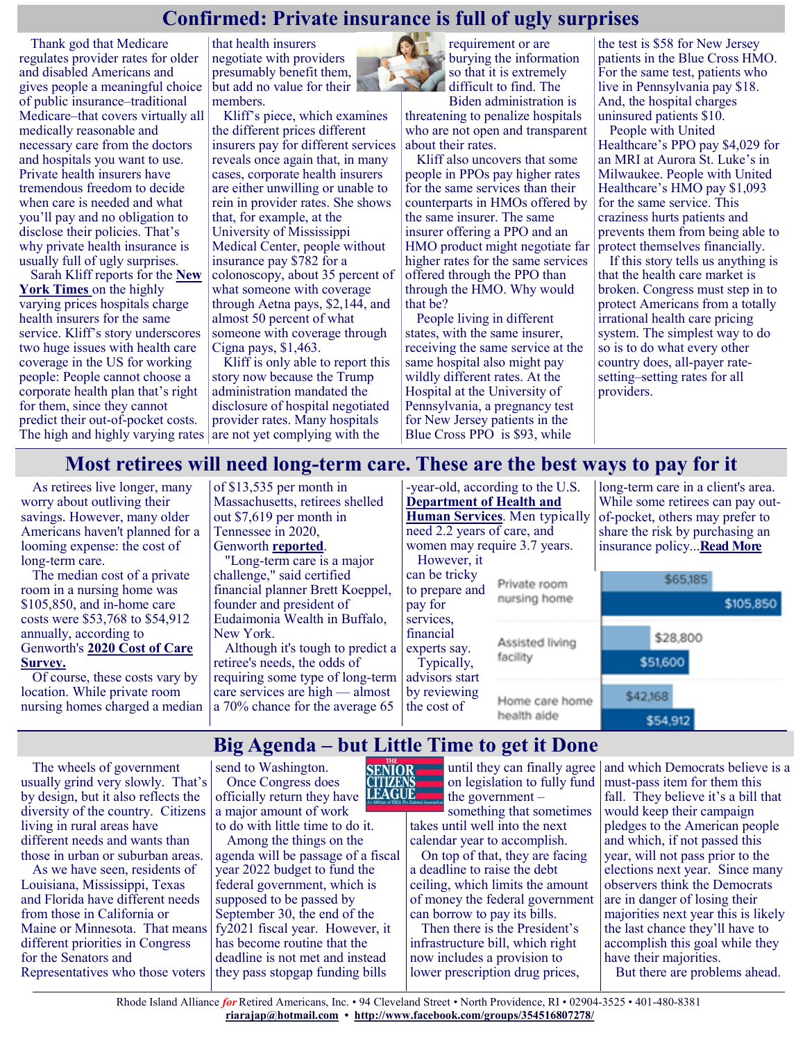# Confirmed: Private insurance is full of ugly surprises

Thank god that Medicare regulates provider rates for older and disabled Americans and gives people a meaningful choice of public insurance–traditional Medicare–that covers virtually all medically reasonable and necessary care from the doctors and hospitals you want to use. Private health insurers have tremendous freedom to decide when care is needed and what you'll pay and no obligation to disclose their policies. That's why private health insurance is usually full of ugly surprises.

Sarah Kliff reports for the **New York Times** on the highly varying prices hospitals charge health insurers for the same service. Kliff's story underscores two huge issues with health care coverage in the US for working people: People cannot choose a corporate health plan that's right for them, since they cannot predict their out-of-pocket costs. The high and highly varying rates that health insurers negotiate with providers presumably benefit them, but add no value for their members.

Kliff's piece, which examines the different prices different insurers pay for different services reveals once again that, in many cases, corporate health insurers are either unwilling or unable to rein in provider rates. She shows that, for example, at the University of Mississippi Medical Center, people without insurance pay $782 for a colonoscopy, about 35 percent of what someone with coverage through Aetna pays, $2,144, and almost 50 percent of what someone with coverage through Cigna pays, $1,463.

Kliff is only able to report this story now because the Trump administration mandated the disclosure of hospital negotiated provider rates. Many hospitals are not yet complying with the requirement or are burying the information so that it is extremely difficult to find. The Biden administration is threatening to penalize hospitals who are not open and transparent about their rates.

Kliff also uncovers that some people in PPOs pay higher rates for the same services than their counterparts in HMOs offered by the same insurer. The same insurer offering a PPO and an HMO product might negotiate far higher rates for the same services offered through the PPO than through the HMO. Why would that be?

People living in different states, with the same insurer, receiving the same service at the same hospital also might pay wildly different rates. At the Hospital at the University of Pennsylvania, a pregnancy test for New Jersey patients in the Blue Cross PPO is $93, while the test is $58 for New Jersey patients in the Blue Cross HMO. For the same test, patients who live in Pennsylvania pay $18. And, the hospital charges uninsured patients $10.

People with United Healthcare's PPO pay $4,029 for an MRI at Aurora St. Luke's in Milwaukee. People with United Healthcare's HMO pay $1,093 for the same service. This craziness hurts patients and prevents them from being able to protect themselves financially.

If this story tells us anything is that the health care market is broken. Congress must step in to protect Americans from a totally irrational health care pricing system. The simplest way to do so is to do what every other country does, all-payer rate-setting–setting rates for all providers.

# Most retirees will need long-term care. These are the best ways to pay for it

As retirees live longer, many worry about outliving their savings. However, many older Americans haven't planned for a looming expense: the cost of long-term care.

The median cost of a private room in a nursing home was $105,850, and in-home care costs were $53,768 to $54,912 annually, according to Genworth's **2020 Cost of Care Survey.**

Of course, these costs vary by location. While private room nursing homes charged a median of $13,535 per month in Massachusetts, retirees shelled out $7,619 per month in Tennessee in 2020, Genworth **reported**.

"Long-term care is a major challenge," said certified financial planner Brett Koeppel, founder and president of Eudaimonia Wealth in Buffalo, New York.

Although it's tough to predict a retiree's needs, the odds of requiring some type of long-term care services are high — almost a 70% chance for the average 65-year-old, according to the U.S. **Department of Health and Human Services**. Men typically need 2.2 years of care, and women may require 3.7 years.

However, it can be tricky to prepare and pay for services, financial experts say.

Typically, advisors start by reviewing the cost of long-term care in a client's area. While some retirees can pay out-of-pocket, others may prefer to share the risk by purchasing an insurance policy...**Read More**

| | | |
|---|---|---|
| Private room nursing home | $65,185 | $105,850 |
| Assisted living facility | $28,800 | $51,600 |
| Home care home health aide | $42,168 | $54,912 |

# Big Agenda – but Little Time to get it Done

The wheels of government usually grind very slowly. That's by design, but it also reflects the diversity of the country. Citizens living in rural areas have different needs and wants than those in urban or suburban areas.

As we have seen, residents of Louisiana, Mississippi, Texas and Florida have different needs from those in California or Maine or Minnesota. That means different priorities in Congress for the Senators and Representatives who those voters send to Washington.

Once Congress does officially return they have a major amount of work to do with little time to do it.

Among the things on the agenda will be passage of a fiscal year 2022 budget to fund the federal government, which is supposed to be passed by September 30, the end of the fy2021 fiscal year. However, it has become routine that the deadline is not met and instead they pass stopgap funding bills until they can finally agree on legislation to fully fund the government – something that sometimes takes until well into the next calendar year to accomplish.

On top of that, they are facing a deadline to raise the debt ceiling, which limits the amount of money the federal government can borrow to pay its bills.

Then there is the President's infrastructure bill, which right now includes a provision to lower prescription drug prices, and which Democrats believe is a must-pass item for them this fall. They believe it's a bill that would keep their campaign pledges to the American people and which, if not passed this year, will not pass prior to the elections next year. Since many observers think the Democrats are in danger of losing their majorities next year this is likely the last chance they'll have to accomplish this goal while they have their majorities.

But there are problems ahead.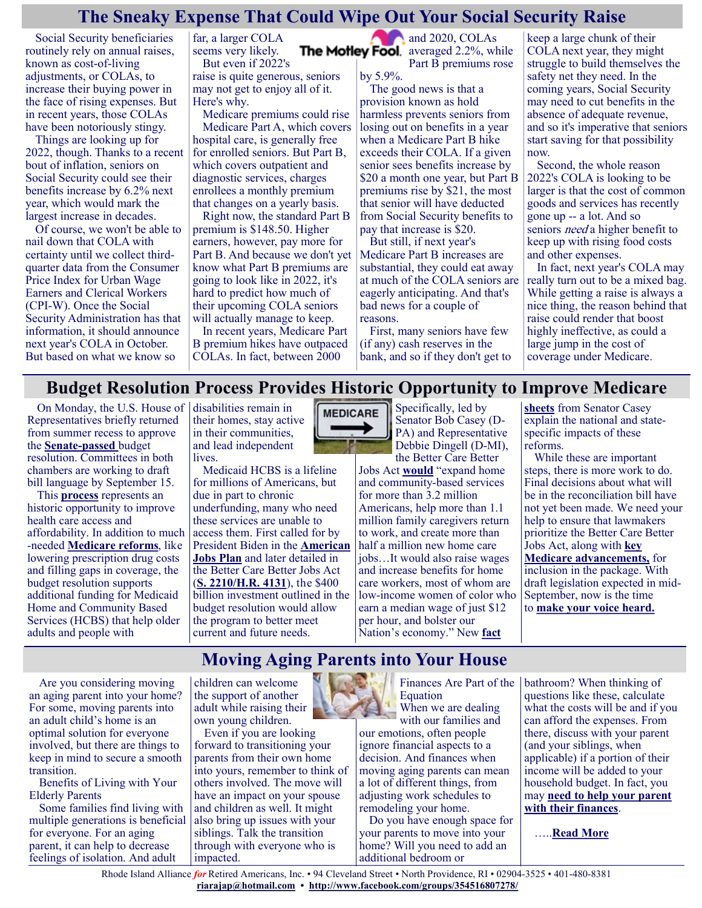## The Sneaky Expense That Could Wipe Out Your Social Security Raise

Social Security beneficiaries routinely rely on annual raises, known as cost-of-living adjustments, or COLAs, to increase their buying power in the face of rising expenses. But in recent years, those COLAs have been notoriously stingy.

Things are looking up for 2022, though. Thanks to a recent bout of inflation, seniors on Social Security could see their benefits increase by 6.2% next year, which would mark the largest increase in decades.

Of course, we won't be able to nail down that COLA with certainty until we collect third-quarter data from the Consumer Price Index for Urban Wage Earners and Clerical Workers (CPI-W). Once the Social Security Administration has that information, it should announce next year's COLA in October. But based on what we know so far, a larger COLA seems very likely.

But even if 2022's raise is quite generous, seniors may not get to enjoy all of it. Here's why.

Medicare premiums could rise

Medicare Part A, which covers hospital care, is generally free for enrolled seniors. But Part B, which covers outpatient and diagnostic services, charges enrollees a monthly premium that changes on a yearly basis.

Right now, the standard Part B premium is $148.50. Higher earners, however, pay more for Part B. And because we don't yet know what Part B premiums are going to look like in 2022, it's hard to predict how much of their upcoming COLA seniors will actually manage to keep.

In recent years, Medicare Part B premium hikes have outpaced COLAs. In fact, between 2000 and 2020, COLAs averaged 2.2%, while Part B premiums rose by 5.9%.

The good news is that a provision known as hold harmless prevents seniors from losing out on benefits in a year when a Medicare Part B hike exceeds their COLA. If a given senior sees benefits increase by $20 a month one year, but Part B premiums rise by $21, the most that senior will have deducted from Social Security benefits to pay that increase is $20.

But still, if next year's Medicare Part B increases are substantial, they could eat away at much of the COLA seniors are eagerly anticipating. And that's bad news for a couple of reasons.

First, many seniors have few (if any) cash reserves in the bank, and so if they don't get to keep a large chunk of their COLA next year, they might struggle to build themselves the safety net they need. In the coming years, Social Security may need to cut benefits in the absence of adequate revenue, and so it's imperative that seniors start saving for that possibility now.

Second, the whole reason 2022's COLA is looking to be larger is that the cost of common goods and services has recently gone up -- a lot. And so seniors *need* a higher benefit to keep up with rising food costs and other expenses.

In fact, next year's COLA may really turn out to be a mixed bag. While getting a raise is always a nice thing, the reason behind that raise could render that boost highly ineffective, as could a large jump in the cost of coverage under Medicare.

## Budget Resolution Process Provides Historic Opportunity to Improve Medicare

On Monday, the U.S. House of Representatives briefly returned from summer recess to approve the **Senate-passed** budget resolution. Committees in both chambers are working to draft bill language by September 15.

This **process** represents an historic opportunity to improve health care access and affordability. In addition to much-needed **Medicare reforms**, like lowering prescription drug costs and filling gaps in coverage, the budget resolution supports additional funding for Medicaid Home and Community Based Services (HCBS) that help older adults and people with disabilities remain in their homes, stay active in their communities, and lead independent lives.

Medicaid HCBS is a lifeline for millions of Americans, but due in part to chronic underfunding, many who need these services are unable to access them. First called for by President Biden in the **American Jobs Plan** and later detailed in the Better Care Better Jobs Act (**S. 2210/H.R. 4131**), the $400 billion investment outlined in the budget resolution would allow the program to better meet current and future needs.

Specifically, led by Senator Bob Casey (D-PA) and Representative Debbie Dingell (D-MI), the Better Care Better Jobs Act **would** "expand home and community-based services for more than 3.2 million Americans, help more than 1.1 million family caregivers return to work, and create more than half a million new home care jobs…It would also raise wages and increase benefits for home care workers, most of whom are low-income women of color who earn a median wage of just $12 per hour, and bolster our Nation's economy." New **fact sheets** from Senator Casey explain the national and state-specific impacts of these reforms.

While these are important steps, there is more work to do. Final decisions about what will be in the reconciliation bill have not yet been made. We need your help to ensure that lawmakers prioritize the Better Care Better Jobs Act, along with **key Medicare advancements,** for inclusion in the package. With draft legislation expected in mid-September, now is the time to **make your voice heard.**

## Moving Aging Parents into Your House

Are you considering moving an aging parent into your home? For some, moving parents into an adult child's home is an optimal solution for everyone involved, but there are things to keep in mind to secure a smooth transition.

Benefits of Living with Your Elderly Parents

Some families find living with multiple generations is beneficial for everyone. For an aging parent, it can help to decrease feelings of isolation. And adult children can welcome the support of another adult while raising their own young children.

Even if you are looking forward to transitioning your parents from their own home into yours, remember to think of others involved. The move will have an impact on your spouse and children as well. It might also bring up issues with your siblings. Talk the transition through with everyone who is impacted.

Finances Are Part of the Equation

When we are dealing with our families and our emotions, often people ignore financial aspects to a decision. And finances when moving aging parents can mean a lot of different things, from adjusting work schedules to remodeling your home.

Do you have enough space for your parents to move into your home? Will you need to add an additional bedroom or bathroom? When thinking of questions like these, calculate what the costs will be and if you can afford the expenses. From there, discuss with your parent (and your siblings, when applicable) if a portion of their income will be added to your household budget. In fact, you may **need to help your parent with their finances**.

…..**Read More**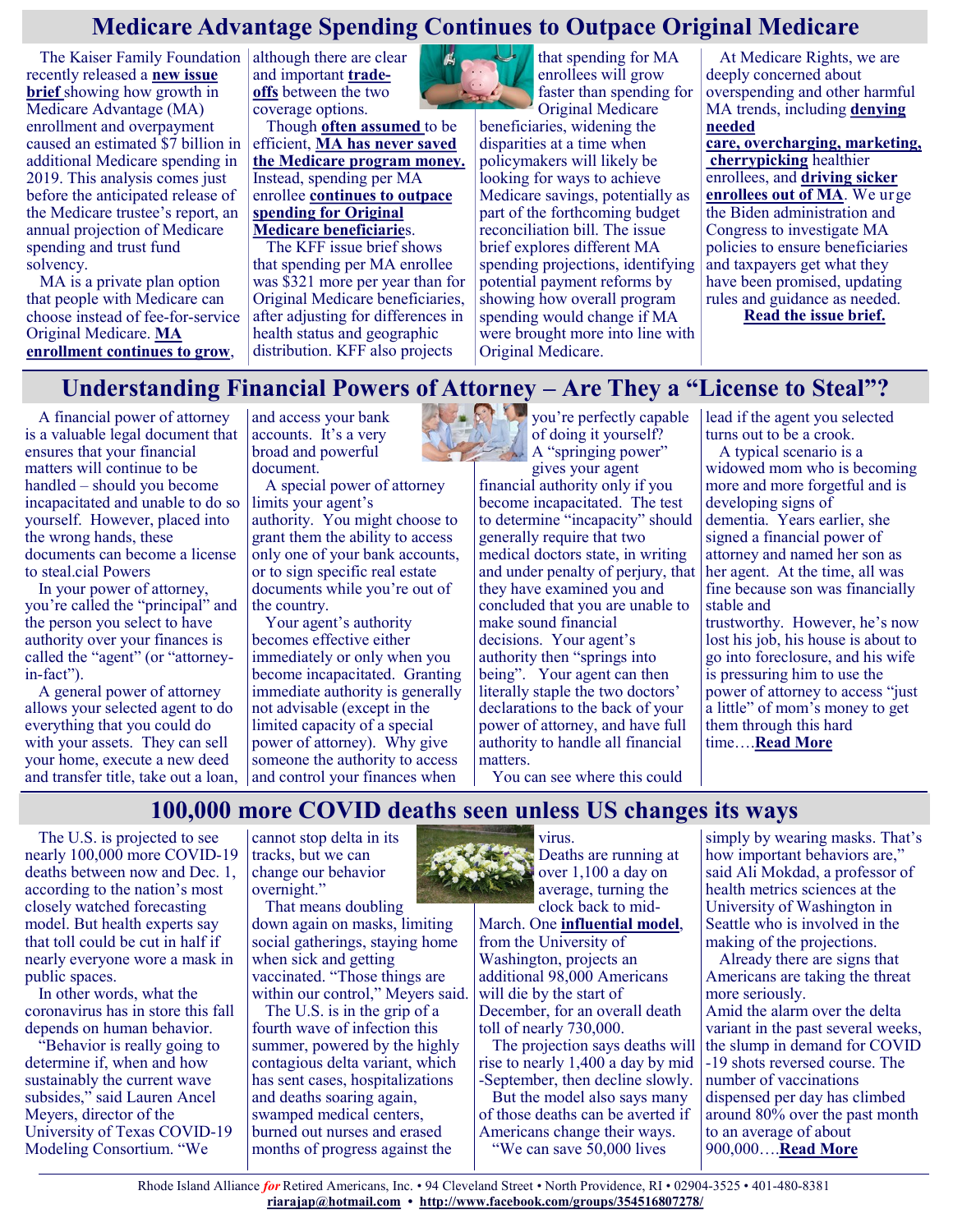## Medicare Advantage Spending Continues to Outpace Original Medicare

The Kaiser Family Foundation recently released a **new issue brief** showing how growth in Medicare Advantage (MA) enrollment and overpayment caused an estimated $7 billion in additional Medicare spending in 2019. This analysis comes just before the anticipated release of the Medicare trustee's report, an annual projection of Medicare spending and trust fund solvency.

MA is a private plan option that people with Medicare can choose instead of fee-for-service Original Medicare. **MA enrollment continues to grow**, although there are clear and important **trade-offs** between the two coverage options.

Though **often assumed** to be efficient, **MA has never saved the Medicare program money.** Instead, spending per MA enrollee **continues to outpace spending for Original Medicare beneficiarie**s.

The KFF issue brief shows that spending per MA enrollee was $321 more per year than for Original Medicare beneficiaries, after adjusting for differences in health status and geographic distribution. KFF also projects that spending for MA enrollees will grow faster than spending for Original Medicare beneficiaries, widening the disparities at a time when policymakers will likely be looking for ways to achieve Medicare savings, potentially as part of the forthcoming budget reconciliation bill. The issue brief explores different MA spending projections, identifying potential payment reforms by showing how overall program spending would change if MA were brought more into line with Original Medicare.

At Medicare Rights, we are deeply concerned about overspending and other harmful MA trends, including **denying needed care, overcharging, marketing, cherrypicking** healthier enrollees, and **driving sicker enrollees out of MA**. We urge the Biden administration and Congress to investigate MA policies to ensure beneficiaries and taxpayers get what they have been promised, updating rules and guidance as needed.

**Read the issue brief.**

## Understanding Financial Powers of Attorney – Are They a "License to Steal"?

A financial power of attorney is a valuable legal document that ensures that your financial matters will continue to be handled – should you become incapacitated and unable to do so yourself. However, placed into the wrong hands, these documents can become a license to steal.cial Powers

In your power of attorney, you're called the "principal" and the person you select to have authority over your finances is called the "agent" (or "attorney-in-fact").

A general power of attorney allows your selected agent to do everything that you could do with your assets. They can sell your home, execute a new deed and transfer title, take out a loan, and access your bank accounts. It's a very broad and powerful document.

A special power of attorney limits your agent's authority. You might choose to grant them the ability to access only one of your bank accounts, or to sign specific real estate documents while you're out of the country.

Your agent's authority becomes effective either immediately or only when you become incapacitated. Granting immediate authority is generally not advisable (except in the limited capacity of a special power of attorney). Why give someone the authority to access and control your finances when you're perfectly capable of doing it yourself? A "springing power" gives your agent financial authority only if you become incapacitated. The test to determine "incapacity" should generally require that two medical doctors state, in writing and under penalty of perjury, that they have examined you and concluded that you are unable to make sound financial decisions. Your agent's authority then "springs into being". Your agent can then literally staple the two doctors' declarations to the back of your power of attorney, and have full authority to handle all financial matters.

You can see where this could lead if the agent you selected turns out to be a crook.

A typical scenario is a widowed mom who is becoming more and more forgetful and is developing signs of dementia. Years earlier, she signed a financial power of attorney and named her son as her agent. At the time, all was fine because son was financially stable and trustworthy. However, he's now lost his job, his house is about to go into foreclosure, and his wife is pressuring him to use the power of attorney to access "just a little" of mom's money to get them through this hard time….**Read More**

## 100,000 more COVID deaths seen unless US changes its ways

The U.S. is projected to see nearly 100,000 more COVID-19 deaths between now and Dec. 1, according to the nation's most closely watched forecasting model. But health experts say that toll could be cut in half if nearly everyone wore a mask in public spaces.

In other words, what the coronavirus has in store this fall depends on human behavior.

"Behavior is really going to determine if, when and how sustainably the current wave subsides," said Lauren Ancel Meyers, director of the University of Texas COVID-19 Modeling Consortium. "We cannot stop delta in its tracks, but we can change our behavior overnight."

That means doubling down again on masks, limiting social gatherings, staying home when sick and getting vaccinated. "Those things are within our control," Meyers said.

The U.S. is in the grip of a fourth wave of infection this summer, powered by the highly contagious delta variant, which has sent cases, hospitalizations and deaths soaring again, swamped medical centers, burned out nurses and erased months of progress against the virus.

Deaths are running at over 1,100 a day on average, turning the clock back to mid-March. One **influential model**, from the University of Washington, projects an additional 98,000 Americans will die by the start of December, for an overall death toll of nearly 730,000.

The projection says deaths will rise to nearly 1,400 a day by mid-September, then decline slowly.

But the model also says many of those deaths can be averted if Americans change their ways.

"We can save 50,000 lives simply by wearing masks. That's how important behaviors are," said Ali Mokdad, a professor of health metrics sciences at the University of Washington in Seattle who is involved in the making of the projections.

Already there are signs that Americans are taking the threat more seriously.

Amid the alarm over the delta variant in the past several weeks, the slump in demand for COVID-19 shots reversed course. The number of vaccinations dispensed per day has climbed around 80% over the past month to an average of about 900,000….**Read More**

Rhode Island Alliance *for* Retired Americans, Inc. • 94 Cleveland Street • North Providence, RI • 02904-3525 • 401-480-8381
riarajap@hotmail.com • http://www.facebook.com/groups/354516807278/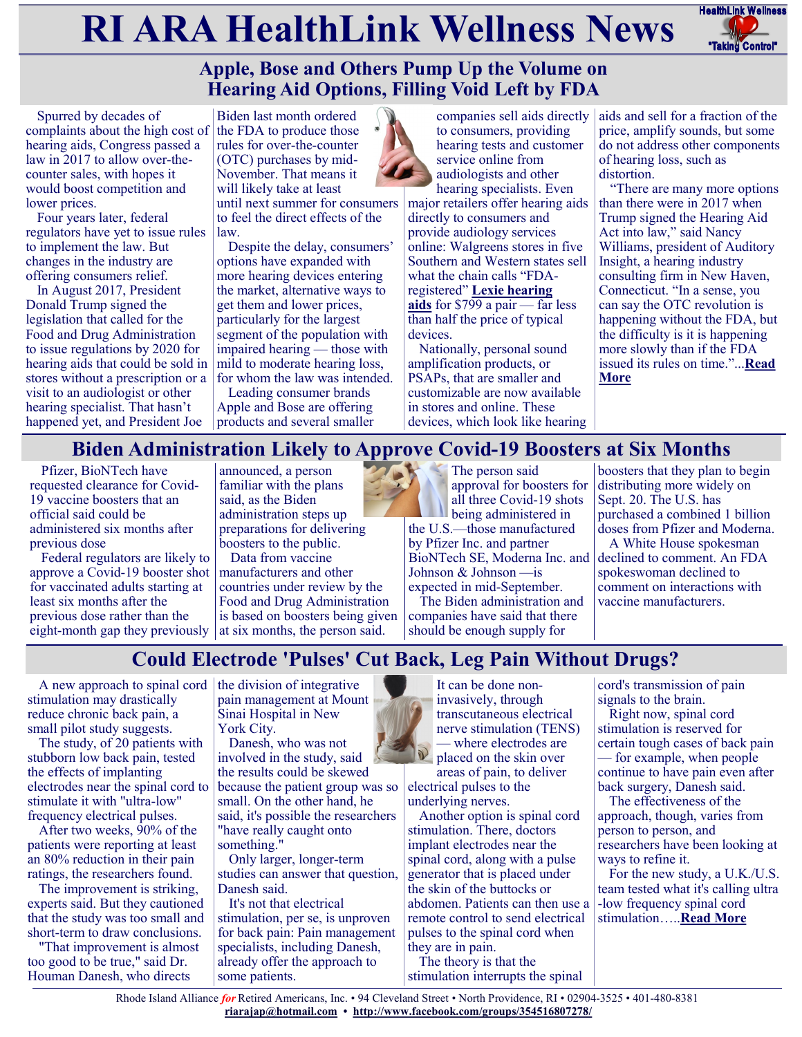# RI ARA HealthLink Wellness News

## Apple, Bose and Others Pump Up the Volume on Hearing Aid Options, Filling Void Left by FDA

Spurred by decades of complaints about the high cost of hearing aids, Congress passed a law in 2017 to allow over-the-counter sales, with hopes it would boost competition and lower prices.

Four years later, federal regulators have yet to issue rules to implement the law. But changes in the industry are offering consumers relief.

In August 2017, President Donald Trump signed the legislation that called for the Food and Drug Administration to issue regulations by 2020 for hearing aids that could be sold in stores without a prescription or a visit to an audiologist or other hearing specialist. That hasn't happened yet, and President Joe Biden last month ordered the FDA to produce those rules for over-the-counter (OTC) purchases by mid-November. That means it will likely take at least until next summer for consumers to feel the direct effects of the law.

Despite the delay, consumers' options have expanded with more hearing devices entering the market, alternative ways to get them and lower prices, particularly for the largest segment of the population with impaired hearing — those with mild to moderate hearing loss, for whom the law was intended.

Leading consumer brands Apple and Bose are offering products and several smaller companies sell aids directly to consumers, providing hearing tests and customer service online from audiologists and other hearing specialists. Even major retailers offer hearing aids directly to consumers and provide audiology services online: Walgreens stores in five Southern and Western states sell what the chain calls "FDA-registered" **Lexie hearing aids** for $799 a pair — far less than half the price of typical devices.

Nationally, personal sound amplification products, or PSAPs, that are smaller and customizable are now available in stores and online. These devices, which look like hearing aids and sell for a fraction of the price, amplify sounds, but some do not address other components of hearing loss, such as distortion.

"There are many more options than there were in 2017 when Trump signed the Hearing Aid Act into law," said Nancy Williams, president of Auditory Insight, a hearing industry consulting firm in New Haven, Connecticut. "In a sense, you can say the OTC revolution is happening without the FDA, but the difficulty is it is happening more slowly than if the FDA issued its rules on time."...**Read More**

## Biden Administration Likely to Approve Covid-19 Boosters at Six Months

Pfizer, BioNTech have requested clearance for Covid-19 vaccine boosters that an official said could be administered six months after previous dose

Federal regulators are likely to approve a Covid-19 booster shot for vaccinated adults starting at least six months after the previous dose rather than the eight-month gap they previously announced, a person familiar with the plans said, as the Biden administration steps up preparations for delivering boosters to the public.

Data from vaccine manufacturers and other countries under review by the Food and Drug Administration is based on boosters being given at six months, the person said.

The person said approval for boosters for all three Covid-19 shots being administered in the U.S.—those manufactured by Pfizer Inc. and partner BioNTech SE, Moderna Inc. and Johnson & Johnson —is expected in mid-September.

The Biden administration and companies have said that there should be enough supply for boosters that they plan to begin distributing more widely on Sept. 20. The U.S. has purchased a combined 1 billion doses from Pfizer and Moderna.

A White House spokesman declined to comment. An FDA spokeswoman declined to comment on interactions with vaccine manufacturers.

## Could Electrode 'Pulses' Cut Back, Leg Pain Without Drugs?

A new approach to spinal cord stimulation may drastically reduce chronic back pain, a small pilot study suggests.

The study, of 20 patients with stubborn low back pain, tested the effects of implanting electrodes near the spinal cord to stimulate it with "ultra-low" frequency electrical pulses.

After two weeks, 90% of the patients were reporting at least an 80% reduction in their pain ratings, the researchers found.

The improvement is striking, experts said. But they cautioned that the study was too small and short-term to draw conclusions.

"That improvement is almost too good to be true," said Dr. Houman Danesh, who directs the division of integrative pain management at Mount Sinai Hospital in New York City.

Danesh, who was not involved in the study, said the results could be skewed because the patient group was so small. On the other hand, he said, it's possible the researchers "have really caught onto something."

Only larger, longer-term studies can answer that question, Danesh said.

It's not that electrical stimulation, per se, is unproven for back pain: Pain management specialists, including Danesh, already offer the approach to some patients.

It can be done non-invasively, through transcutaneous electrical nerve stimulation (TENS) — where electrodes are placed on the skin over areas of pain, to deliver electrical pulses to the underlying nerves.

Another option is spinal cord stimulation. There, doctors implant electrodes near the spinal cord, along with a pulse generator that is placed under the skin of the buttocks or abdomen. Patients can then use a remote control to send electrical pulses to the spinal cord when they are in pain.

The theory is that the stimulation interrupts the spinal cord's transmission of pain signals to the brain.

Right now, spinal cord stimulation is reserved for certain tough cases of back pain — for example, when people continue to have pain even after back surgery, Danesh said.

The effectiveness of the approach, though, varies from person to person, and researchers have been looking at ways to refine it.

For the new study, a U.K./U.S. team tested what it's calling ultra-low frequency spinal cord stimulation…..**Read More**

Rhode Island Alliance *for* Retired Americans, Inc. • 94 Cleveland Street • North Providence, RI • 02904-3525 • 401-480-8381
**riarajap@hotmail.com** • **http://www.facebook.com/groups/354516807278/**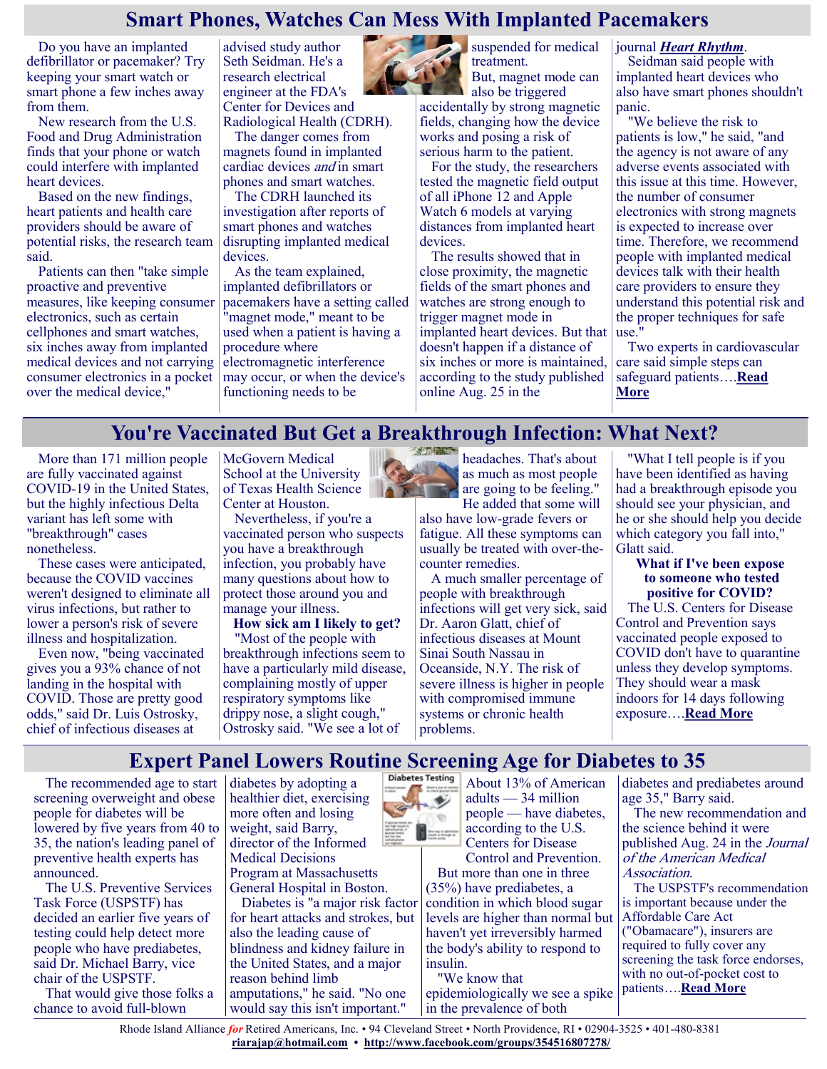# Smart Phones, Watches Can Mess With Implanted Pacemakers

Do you have an implanted defibrillator or pacemaker? Try keeping your smart watch or smart phone a few inches away from them.

New research from the U.S. Food and Drug Administration finds that your phone or watch could interfere with implanted heart devices.

Based on the new findings, heart patients and health care providers should be aware of potential risks, the research team said.

Patients can then "take simple proactive and preventive measures, like keeping consumer electronics, such as certain cellphones and smart watches, six inches away from implanted medical devices and not carrying consumer electronics in a pocket over the medical device," advised study author Seth Seidman. He's a research electrical engineer at the FDA's Center for Devices and Radiological Health (CDRH).

The danger comes from magnets found in implanted cardiac devices *and* in smart phones and smart watches.

The CDRH launched its investigation after reports of smart phones and watches disrupting implanted medical devices.

As the team explained, implanted defibrillators or pacemakers have a setting called "magnet mode," meant to be used when a patient is having a procedure where electromagnetic interference may occur, or when the device's functioning needs to be suspended for medical treatment.

But, magnet mode can also be triggered accidentally by strong magnetic fields, changing how the device works and posing a risk of serious harm to the patient.

For the study, the researchers tested the magnetic field output of all iPhone 12 and Apple Watch 6 models at varying distances from implanted heart devices.

The results showed that in close proximity, the magnetic fields of the smart phones and watches are strong enough to trigger magnet mode in implanted heart devices. But that doesn't happen if a distance of six inches or more is maintained, according to the study published online Aug. 25 in the journal ***Heart Rhythm***.

Seidman said people with implanted heart devices who also have smart phones shouldn't panic.

"We believe the risk to patients is low," he said, "and the agency is not aware of any adverse events associated with this issue at this time. However, the number of consumer electronics with strong magnets is expected to increase over time. Therefore, we recommend people with implanted medical devices talk with their health care providers to ensure they understand this potential risk and the proper techniques for safe use."

Two experts in cardiovascular care said simple steps can safeguard patients….**Read More**

# You're Vaccinated But Get a Breakthrough Infection: What Next?

More than 171 million people are fully vaccinated against COVID-19 in the United States, but the highly infectious Delta variant has left some with "breakthrough" cases nonetheless.

These cases were anticipated, because the COVID vaccines weren't designed to eliminate all virus infections, but rather to lower a person's risk of severe illness and hospitalization.

Even now, "being vaccinated gives you a 93% chance of not landing in the hospital with COVID. Those are pretty good odds," said Dr. Luis Ostrosky, chief of infectious diseases at McGovern Medical School at the University of Texas Health Science Center at Houston.

Nevertheless, if you're a vaccinated person who suspects you have a breakthrough infection, you probably have many questions about how to protect those around you and manage your illness.

**How sick am I likely to get?**

"Most of the people with breakthrough infections seem to have a particularly mild disease, complaining mostly of upper respiratory symptoms like drippy nose, a slight cough," Ostrosky said. "We see a lot of headaches. That's about as much as most people are going to be feeling." He added that some will also have low-grade fevers or fatigue. All these symptoms can usually be treated with over-the-counter remedies.

A much smaller percentage of people with breakthrough infections will get very sick, said Dr. Aaron Glatt, chief of infectious diseases at Mount Sinai South Nassau in Oceanside, N.Y. The risk of severe illness is higher in people with compromised immune systems or chronic health problems.

"What I tell people is if you have been identified as having had a breakthrough episode you should see your physician, and he or she should help you decide which category you fall into," Glatt said.

**What if I've been expose to someone who tested positive for COVID?**

The U.S. Centers for Disease Control and Prevention says vaccinated people exposed to COVID don't have to quarantine unless they develop symptoms. They should wear a mask indoors for 14 days following exposure….**Read More**

# Expert Panel Lowers Routine Screening Age for Diabetes to 35

The recommended age to start screening overweight and obese people for diabetes will be lowered by five years from 40 to 35, the nation's leading panel of preventive health experts has announced.

The U.S. Preventive Services Task Force (USPSTF) has decided an earlier five years of testing could help detect more people who have prediabetes, said Dr. Michael Barry, vice chair of the USPSTF.

That would give those folks a chance to avoid full-blown diabetes by adopting a healthier diet, exercising more often and losing weight, said Barry, director of the Informed Medical Decisions Program at Massachusetts General Hospital in Boston.

Diabetes is "a major risk factor for heart attacks and strokes, but also the leading cause of blindness and kidney failure in the United States, and a major reason behind limb amputations," he said. "No one would say this isn't important."

About 13% of American adults — 34 million people — have diabetes, according to the U.S. Centers for Disease Control and Prevention.

But more than one in three (35%) have prediabetes, a condition in which blood sugar levels are higher than normal but haven't yet irreversibly harmed the body's ability to respond to insulin.

"We know that epidemiologically we see a spike in the prevalence of both diabetes and prediabetes around age 35," Barry said.

The new recommendation and the science behind it were published Aug. 24 in the *Journal of the American Medical Association*.

The USPSTF's recommendation is important because under the Affordable Care Act ("Obamacare"), insurers are required to fully cover any screening the task force endorses, with no out-of-pocket cost to patients….**Read More**

Rhode Island Alliance *for* Retired Americans, Inc. • 94 Cleveland Street • North Providence, RI • 02904-3525 • 401-480-8381
**riarajap@hotmail.com** • **http://www.facebook.com/groups/354516807278/**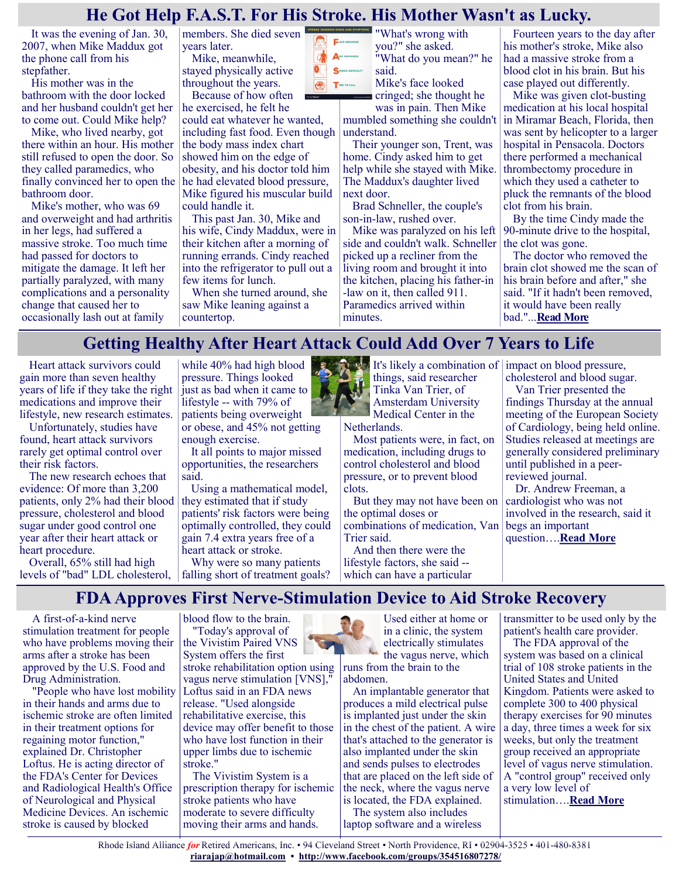# He Got Help F.A.S.T. For His Stroke. His Mother Wasn't as Lucky.

It was the evening of Jan. 30, 2007, when Mike Maddux got the phone call from his stepfather.

His mother was in the bathroom with the door locked and her husband couldn't get her to come out. Could Mike help?

Mike, who lived nearby, got there within an hour. His mother still refused to open the door. So they called paramedics, who finally convinced her to open the bathroom door.

Mike's mother, who was 69 and overweight and had arthritis in her legs, had suffered a massive stroke. Too much time had passed for doctors to mitigate the damage. It left her partially paralyzed, with many complications and a personality change that caused her to occasionally lash out at family members. She died seven years later.

Mike, meanwhile, stayed physically active throughout the years.

Because of how often he exercised, he felt he could eat whatever he wanted, including fast food. Even though the body mass index chart showed him on the edge of obesity, and his doctor told him he had elevated blood pressure, Mike figured his muscular build could handle it.

This past Jan. 30, Mike and his wife, Cindy Maddux, were in their kitchen after a morning of running errands. Cindy reached into the refrigerator to pull out a few items for lunch.

When she turned around, she saw Mike leaning against a countertop.

"What's wrong with you?" she asked.

"What do you mean?" he said.

Mike's face looked cringed; she thought he was in pain. Then Mike mumbled something she couldn't understand.

Their younger son, Trent, was home. Cindy asked him to get help while she stayed with Mike. The Maddux's daughter lived next door.

Brad Schneller, the couple's son-in-law, rushed over.

Mike was paralyzed on his left side and couldn't walk. Schneller picked up a recliner from the living room and brought it into the kitchen, placing his father-in-law on it, then called 911. Paramedics arrived within minutes.

Fourteen years to the day after his mother's stroke, Mike also had a massive stroke from a blood clot in his brain. But his case played out differently.

Mike was given clot-busting medication at his local hospital in Miramar Beach, Florida, then was sent by helicopter to a larger hospital in Pensacola. Doctors there performed a mechanical thrombectomy procedure in which they used a catheter to pluck the remnants of the blood clot from his brain.

By the time Cindy made the 90-minute drive to the hospital, the clot was gone.

The doctor who removed the brain clot showed me the scan of his brain before and after," she said. "If it hadn't been removed, it would have been really bad."...**Read More**

# Getting Healthy After Heart Attack Could Add Over 7 Years to Life

Heart attack survivors could gain more than seven healthy years of life if they take the right medications and improve their lifestyle, new research estimates.

Unfortunately, studies have found, heart attack survivors rarely get optimal control over their risk factors.

The new research echoes that evidence: Of more than 3,200 patients, only 2% had their blood pressure, cholesterol and blood sugar under good control one year after their heart attack or heart procedure.

Overall, 65% still had high levels of "bad" LDL cholesterol, while 40% had high blood pressure. Things looked just as bad when it came to lifestyle -- with 79% of patients being overweight or obese, and 45% not getting enough exercise.

It all points to major missed opportunities, the researchers said.

Using a mathematical model, they estimated that if study patients' risk factors were being optimally controlled, they could gain 7.4 extra years free of a heart attack or stroke.

Why were so many patients falling short of treatment goals?

It's likely a combination of things, said researcher Tinka Van Trier, of Amsterdam University Medical Center in the Netherlands.

Most patients were, in fact, on medication, including drugs to control cholesterol and blood pressure, or to prevent blood clots.

But they may not have been on the optimal doses or combinations of medication, Van Trier said.

And then there were the lifestyle factors, she said -- which can have a particular impact on blood pressure, cholesterol and blood sugar.

Van Trier presented the findings Thursday at the annual meeting of the European Society of Cardiology, being held online. Studies released at meetings are generally considered preliminary until published in a peer-reviewed journal.

Dr. Andrew Freeman, a cardiologist who was not involved in the research, said it begs an important question….**Read More**

# FDA Approves First Nerve-Stimulation Device to Aid Stroke Recovery

A first-of-a-kind nerve stimulation treatment for people who have problems moving their arms after a stroke has been approved by the U.S. Food and Drug Administration.

"People who have lost mobility in their hands and arms due to ischemic stroke are often limited in their treatment options for regaining motor function," explained Dr. Christopher Loftus. He is acting director of the FDA's Center for Devices and Radiological Health's Office of Neurological and Physical Medicine Devices. An ischemic stroke is caused by blocked blood flow to the brain.

"Today's approval of the Vivistim Paired VNS System offers the first stroke rehabilitation option using vagus nerve stimulation [VNS]," Loftus said in an FDA news release. "Used alongside rehabilitative exercise, this device may offer benefit to those who have lost function in their upper limbs due to ischemic stroke."

The Vivistim System is a prescription therapy for ischemic stroke patients who have moderate to severe difficulty moving their arms and hands.

Used either at home or in a clinic, the system electrically stimulates the vagus nerve, which runs from the brain to the abdomen.

An implantable generator that produces a mild electrical pulse is implanted just under the skin in the chest of the patient. A wire that's attached to the generator is also implanted under the skin and sends pulses to electrodes that are placed on the left side of the neck, where the vagus nerve is located, the FDA explained.

The system also includes laptop software and a wireless transmitter to be used only by the patient's health care provider.

The FDA approval of the system was based on a clinical trial of 108 stroke patients in the United States and United Kingdom. Patients were asked to complete 300 to 400 physical therapy exercises for 90 minutes a day, three times a week for six weeks, but only the treatment group received an appropriate level of vagus nerve stimulation. A "control group" received only a very low level of stimulation….**Read More**

Rhode Island Alliance *for* Retired Americans, Inc. • 94 Cleveland Street • North Providence, RI • 02904-3525 • 401-480-8381
riarajap@hotmail.com • http://www.facebook.com/groups/354516807278/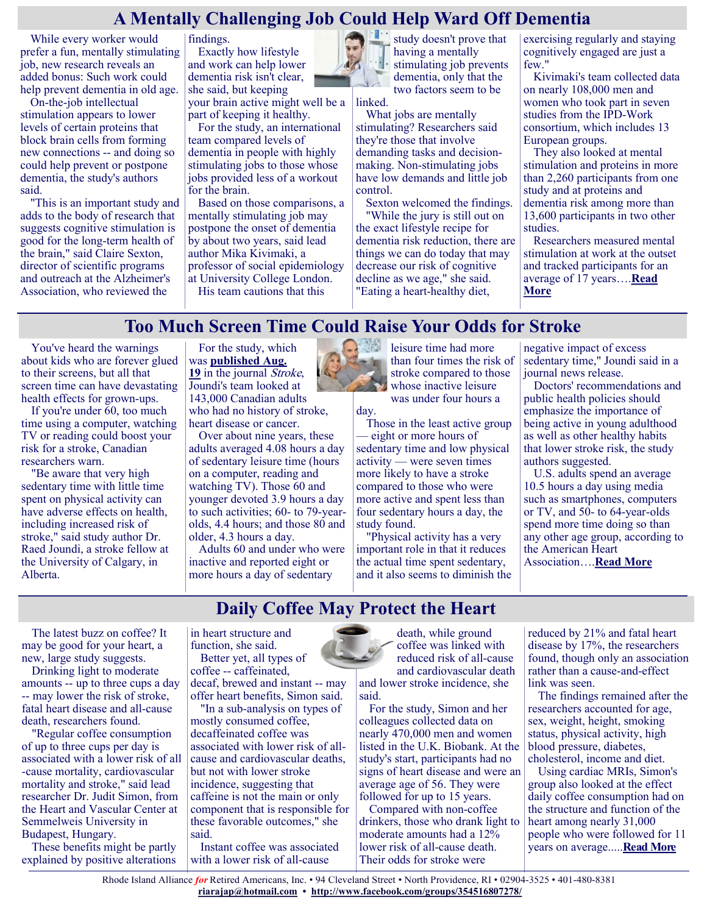## A Mentally Challenging Job Could Help Ward Off Dementia

While every worker would prefer a fun, mentally stimulating job, new research reveals an added bonus: Such work could help prevent dementia in old age.

On-the-job intellectual stimulation appears to lower levels of certain proteins that block brain cells from forming new connections -- and doing so could help prevent or postpone dementia, the study's authors said.

"This is an important study and adds to the body of research that suggests cognitive stimulation is good for the long-term health of the brain," said Claire Sexton, director of scientific programs and outreach at the Alzheimer's Association, who reviewed the findings.

Exactly how lifestyle and work can help lower dementia risk isn't clear, she said, but keeping your brain active might well be a part of keeping it healthy.

For the study, an international team compared levels of dementia in people with highly stimulating jobs to those whose jobs provided less of a workout for the brain.

Based on those comparisons, a mentally stimulating job may postpone the onset of dementia by about two years, said lead author Mika Kivimaki, a professor of social epidemiology at University College London.

His team cautions that this study doesn't prove that having a mentally stimulating job prevents dementia, only that the two factors seem to be linked.

What jobs are mentally stimulating? Researchers said they're those that involve demanding tasks and decision-making. Non-stimulating jobs have low demands and little job control.

Sexton welcomed the findings.

"While the jury is still out on the exact lifestyle recipe for dementia risk reduction, there are things we can do today that may decrease our risk of cognitive decline as we age," she said. "Eating a heart-healthy diet, exercising regularly and staying cognitively engaged are just a few."

Kivimaki's team collected data on nearly 108,000 men and women who took part in seven studies from the IPD-Work consortium, which includes 13 European groups.

They also looked at mental stimulation and proteins in more than 2,260 participants from one study and at proteins and dementia risk among more than 13,600 participants in two other studies.

Researchers measured mental stimulation at work at the outset and tracked participants for an average of 17 years….**Read More**

## Too Much Screen Time Could Raise Your Odds for Stroke

You've heard the warnings about kids who are forever glued to their screens, but all that screen time can have devastating health effects for grown-ups.

If you're under 60, too much time using a computer, watching TV or reading could boost your risk for a stroke, Canadian researchers warn.

"Be aware that very high sedentary time with little time spent on physical activity can have adverse effects on health, including increased risk of stroke," said study author Dr. Raed Joundi, a stroke fellow at the University of Calgary, in Alberta.

For the study, which was **published Aug. 19** in the journal *Stroke*, Joundi's team looked at 143,000 Canadian adults who had no history of stroke, heart disease or cancer.

Over about nine years, these adults averaged 4.08 hours a day of sedentary leisure time (hours on a computer, reading and watching TV). Those 60 and younger devoted 3.9 hours a day to such activities; 60- to 79-year-olds, 4.4 hours; and those 80 and older, 4.3 hours a day.

Adults 60 and under who were inactive and reported eight or more hours a day of sedentary leisure time had more than four times the risk of stroke compared to those whose inactive leisure was under four hours a day.

Those in the least active group — eight or more hours of sedentary time and low physical activity — were seven times more likely to have a stroke compared to those who were more active and spent less than four sedentary hours a day, the study found.

"Physical activity has a very important role in that it reduces the actual time spent sedentary, and it also seems to diminish the negative impact of excess sedentary time," Joundi said in a journal news release.

Doctors' recommendations and public health policies should emphasize the importance of being active in young adulthood as well as other healthy habits that lower stroke risk, the study authors suggested.

U.S. adults spend an average 10.5 hours a day using media such as smartphones, computers or TV, and 50- to 64-year-olds spend more time doing so than any other age group, according to the American Heart Association….**Read More**

## Daily Coffee May Protect the Heart

The latest buzz on coffee? It may be good for your heart, a new, large study suggests.

Drinking light to moderate amounts -- up to three cups a day -- may lower the risk of stroke, fatal heart disease and all-cause death, researchers found.

"Regular coffee consumption of up to three cups per day is associated with a lower risk of all-cause mortality, cardiovascular mortality and stroke," said lead researcher Dr. Judit Simon, from the Heart and Vascular Center at Semmelweis University in Budapest, Hungary.

These benefits might be partly explained by positive alterations in heart structure and function, she said.

Better yet, all types of coffee -- caffeinated, decaf, brewed and instant -- may offer heart benefits, Simon said.

"In a sub-analysis on types of mostly consumed coffee, decaffeinated coffee was associated with lower risk of all-cause and cardiovascular deaths, but not with lower stroke incidence, suggesting that caffeine is not the main or only component that is responsible for these favorable outcomes," she said.

Instant coffee was associated with a lower risk of all-cause death, while ground coffee was linked with reduced risk of all-cause and cardiovascular death and lower stroke incidence, she said.

For the study, Simon and her colleagues collected data on nearly 470,000 men and women listed in the U.K. Biobank. At the study's start, participants had no signs of heart disease and were an average age of 56. They were followed for up to 15 years.

Compared with non-coffee drinkers, those who drank light to moderate amounts had a 12% lower risk of all-cause death. Their odds for stroke were reduced by 21% and fatal heart disease by 17%, the researchers found, though only an association rather than a cause-and-effect link was seen.

The findings remained after the researchers accounted for age, sex, weight, height, smoking status, physical activity, high blood pressure, diabetes, cholesterol, income and diet.

Using cardiac MRIs, Simon's group also looked at the effect daily coffee consumption had on the structure and function of the heart among nearly 31,000 people who were followed for 11 years on average.....**Read More**

Rhode Island Alliance *for* Retired Americans, Inc. • 94 Cleveland Street • North Providence, RI • 02904-3525 • 401-480-8381
riarajap@hotmail.com • http://www.facebook.com/groups/354516807278/